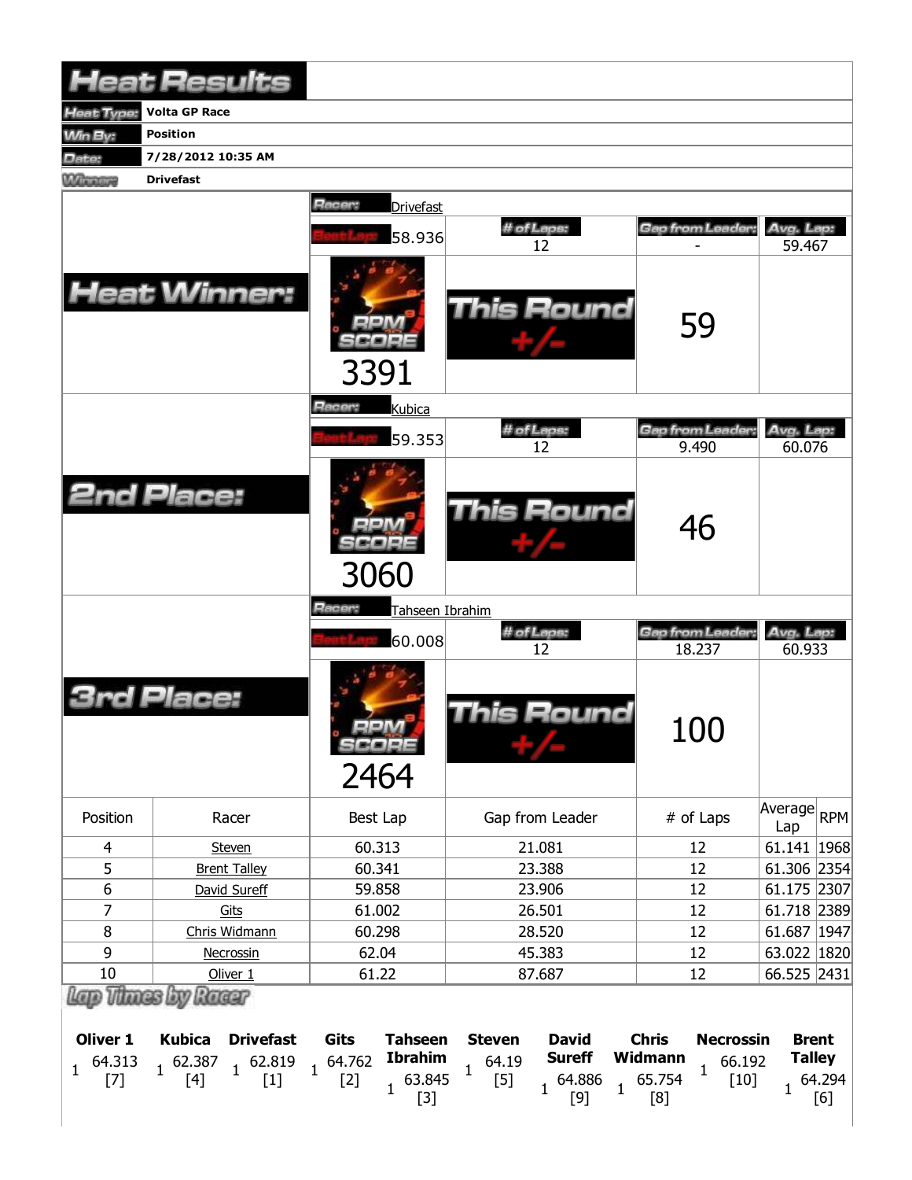# Heat Results

| | |
|---|---|
| Heat Type: | Volta GP Race |
| Win By: | Position |
| Date: | 7/28/2012 10:35 AM |
| Winner: | Drivefast |

## Heat Winner:

Racer: Drivefast

| Best Lap | # of Laps | Gap from Leader | Avg. Lap |
|---|---|---|---|
| 58.936 | 12 | - | 59.467 |

RPM SCORE: 3391

This Round +/-: 59

## 2nd Place:

Racer: Kubica

| Best Lap | # of Laps | Gap from Leader | Avg. Lap |
|---|---|---|---|
| 59.353 | 12 | 9.490 | 60.076 |

RPM SCORE: 3060

This Round +/-: 46

## 3rd Place:

Racer: Tahseen Ibrahim

| Best Lap | # of Laps | Gap from Leader | Avg. Lap |
|---|---|---|---|
| 60.008 | 12 | 18.237 | 60.933 |

RPM SCORE: 2464

This Round +/-: 100

| Position | Racer | Best Lap | Gap from Leader | # of Laps | Average Lap | RPM |
|---|---|---|---|---|---|---|
| 4 | Steven | 60.313 | 21.081 | 12 | 61.141 | 1968 |
| 5 | Brent Talley | 60.341 | 23.388 | 12 | 61.306 | 2354 |
| 6 | David Sureff | 59.858 | 23.906 | 12 | 61.175 | 2307 |
| 7 | Gits | 61.002 | 26.501 | 12 | 61.718 | 2389 |
| 8 | Chris Widmann | 60.298 | 28.520 | 12 | 61.687 | 1947 |
| 9 | Necrossin | 62.04 | 45.383 | 12 | 63.022 | 1820 |
| 10 | Oliver 1 | 61.22 | 87.687 | 12 | 66.525 | 2431 |

## Lap Times by Racer

| | Oliver 1 | Kubica | Drivefast | Gits | Tahseen Ibrahim | Steven | David Sureff | Chris Widmann | Necrossin | Brent Talley |
|---|---|---|---|---|---|---|---|---|---|---|
| 1 | 64.313 [7] | 62.387 [4] | 62.819 [1] | 64.762 [2] | 63.845 [3] | 64.19 [5] | 64.886 [9] | 65.754 [8] | 66.192 [10] | 64.294 [6] |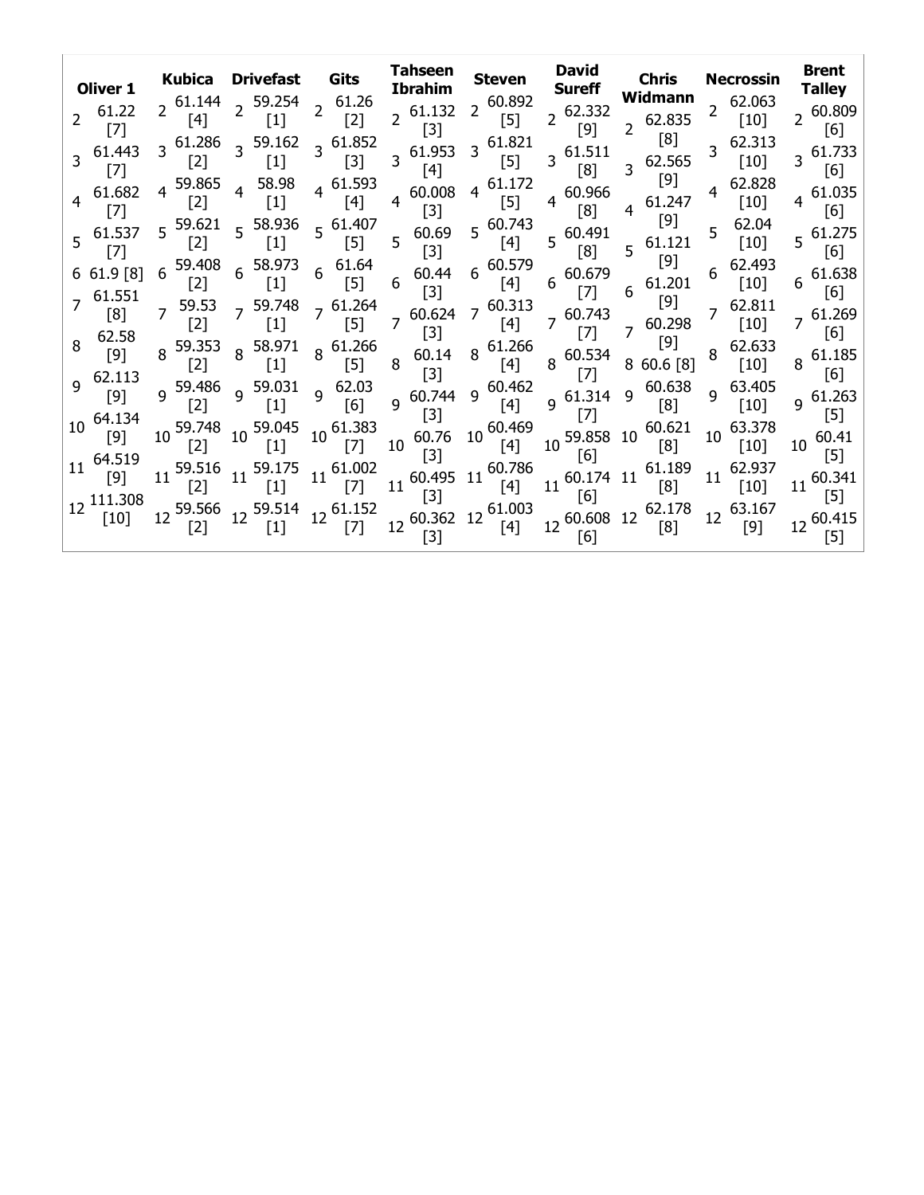| Oliver 1 | | Kubica | | Drivefast | | Gits | | Tahseen Ibrahim | | Steven | | David Sureff | | Chris Widmann | | Necrossin | | Brent Talley | |
|---|---|---|---|---|---|---|---|---|---|---|---|---|---|---|---|---|---|---|---|
| 2 | 61.22 [7] | 2 | 61.144 [4] | 2 | 59.254 [1] | 2 | 61.26 [2] | 2 | 61.132 [3] | 2 | 60.892 [5] | 2 | 62.332 [9] | 2 | 62.835 [8] | 2 | 62.063 [10] | 2 | 60.809 [6] |
| 3 | 61.443 [7] | 3 | 61.286 [2] | 3 | 59.162 [1] | 3 | 61.852 [3] | 3 | 61.953 [4] | 3 | 61.821 [5] | 3 | 61.511 [8] | 3 | 62.565 [9] | 3 | 62.313 [10] | 3 | 61.733 [6] |
| 4 | 61.682 [7] | 4 | 59.865 [2] | 4 | 58.98 [1] | 4 | 61.593 [4] | 4 | 60.008 [3] | 4 | 61.172 [5] | 4 | 60.966 [8] | 4 | 61.247 [9] | 4 | 62.828 [10] | 4 | 61.035 [6] |
| 5 | 61.537 [7] | 5 | 59.621 [2] | 5 | 58.936 [1] | 5 | 61.407 [5] | 5 | 60.69 [3] | 5 | 60.743 [4] | 5 | 60.491 [8] | 5 | 61.121 [9] | 5 | 62.04 [10] | 5 | 61.275 [6] |
| 6 | 61.9 [8] | 6 | 59.408 [2] | 6 | 58.973 [1] | 6 | 61.64 [5] | 6 | 60.44 [3] | 6 | 60.579 [4] | 6 | 60.679 [7] | 6 | 61.201 [9] | 6 | 62.493 [10] | 6 | 61.638 [6] |
| 7 | 61.551 [8] | 7 | 59.53 [2] | 7 | 59.748 [1] | 7 | 61.264 [5] | 7 | 60.624 [3] | 7 | 60.313 [4] | 7 | 60.743 [7] | 7 | 60.298 [9] | 7 | 62.811 [10] | 7 | 61.269 [6] |
| 8 | 62.58 [9] | 8 | 59.353 [2] | 8 | 58.971 [1] | 8 | 61.266 [5] | 8 | 60.14 [3] | 8 | 61.266 [4] | 8 | 60.534 [7] | 8 | 60.6 [8] | 8 | 62.633 [10] | 8 | 61.185 [6] |
| 9 | 62.113 [9] | 9 | 59.486 [2] | 9 | 59.031 [1] | 9 | 62.03 [6] | 9 | 60.744 [3] | 9 | 60.462 [4] | 9 | 61.314 [7] | 9 | 60.638 [8] | 9 | 63.405 [10] | 9 | 61.263 [5] |
| 10 | 64.134 [9] | 10 | 59.748 [2] | 10 | 59.045 [1] | 10 | 61.383 [7] | 10 | 60.76 [3] | 10 | 60.469 [4] | 10 | 59.858 [6] | 10 | 60.621 [8] | 10 | 63.378 [10] | 10 | 60.41 [5] |
| 11 | 64.519 [9] | 11 | 59.516 [2] | 11 | 59.175 [1] | 11 | 61.002 [7] | 11 | 60.495 [3] | 11 | 60.786 [4] | 11 | 60.174 [6] | 11 | 61.189 [8] | 11 | 62.937 [10] | 11 | 60.341 [5] |
| 12 | 111.308 [10] | 12 | 59.566 [2] | 12 | 59.514 [1] | 12 | 61.152 [7] | 12 | 60.362 [3] | 12 | 61.003 [4] | 12 | 60.608 [6] | 12 | 62.178 [8] | 12 | 63.167 [9] | 12 | 60.415 [5] |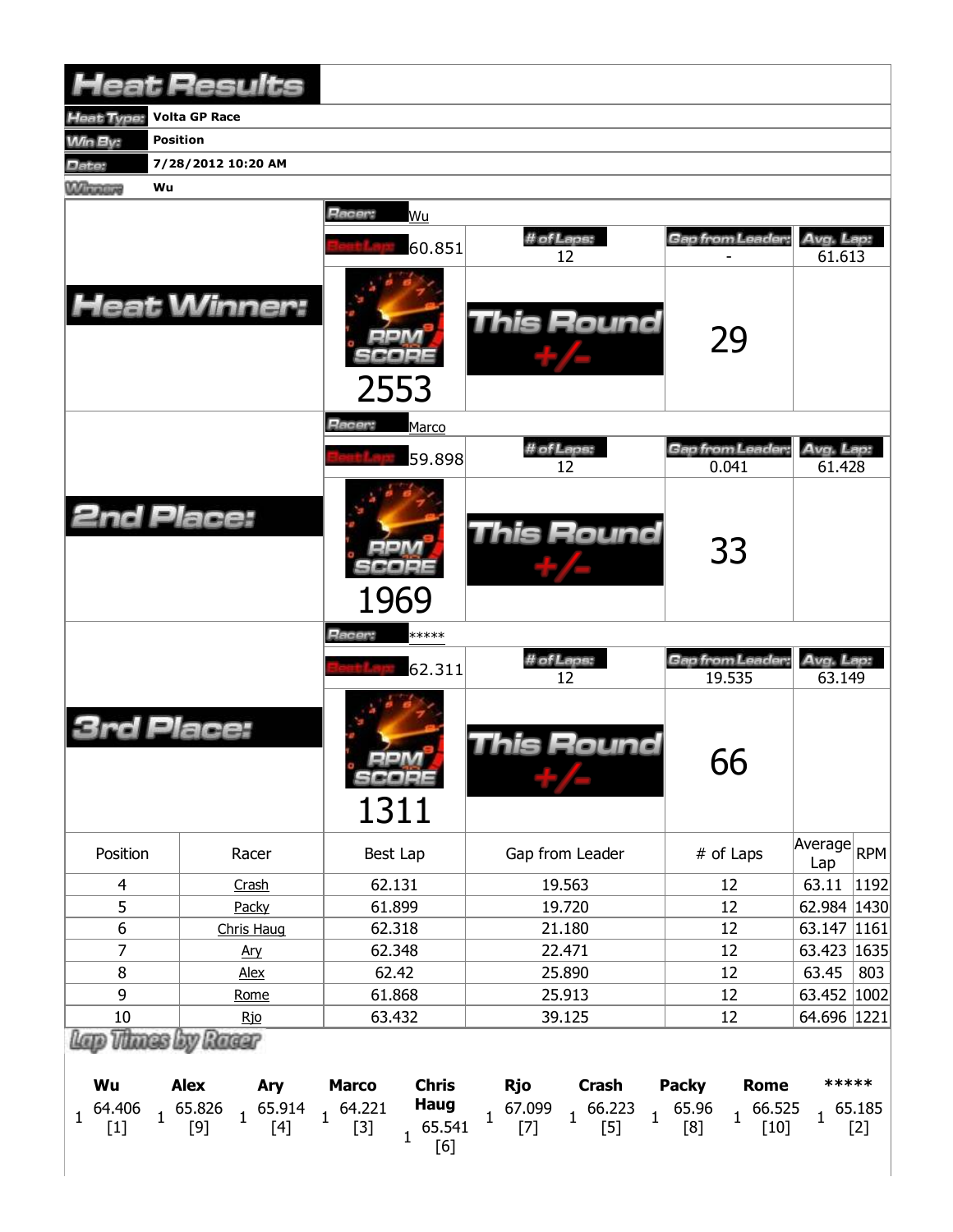# Heat Results

| | |
|---|---|
| Heat Type: | Volta GP Race |
| Win By: | Position |
| Date: | 7/28/2012 10:20 AM |
| Winner: | Wu |

## Heat Winner:

Racer: Wu

| Best Lap | # of Laps | Gap from Leader | Avg. Lap |
|---|---|---|---|
| 60.851 | 12 | - | 61.613 |

RPM SCORE: 2553

This Round +/-: 29

## 2nd Place:

Racer: Marco

| Best Lap | # of Laps | Gap from Leader | Avg. Lap |
|---|---|---|---|
| 59.898 | 12 | 0.041 | 61.428 |

RPM SCORE: 1969

This Round +/-: 33

## 3rd Place:

Racer: *****

| Best Lap | # of Laps | Gap from Leader | Avg. Lap |
|---|---|---|---|
| 62.311 | 12 | 19.535 | 63.149 |

RPM SCORE: 1311

This Round +/-: 66

| Position | Racer | Best Lap | Gap from Leader | # of Laps | Average Lap | RPM |
|---|---|---|---|---|---|---|
| 4 | Crash | 62.131 | 19.563 | 12 | 63.11 | 1192 |
| 5 | Packy | 61.899 | 19.720 | 12 | 62.984 | 1430 |
| 6 | Chris Haug | 62.318 | 21.180 | 12 | 63.147 | 1161 |
| 7 | Ary | 62.348 | 22.471 | 12 | 63.423 | 1635 |
| 8 | Alex | 62.42 | 25.890 | 12 | 63.45 | 803 |
| 9 | Rome | 61.868 | 25.913 | 12 | 63.452 | 1002 |
| 10 | Rjo | 63.432 | 39.125 | 12 | 64.696 | 1221 |

## Lap Times by Racer

| Lap | Wu | Alex | Ary | Marco | Chris Haug | Rjo | Crash | Packy | Rome | ***** |
|---|---|---|---|---|---|---|---|---|---|---|
| 1 | 64.406 [1] | 65.826 [9] | 65.914 [4] | 64.221 [3] | 65.541 [6] | 67.099 [7] | 66.223 [5] | 65.96 [8] | 66.525 [10] | 65.185 [2] |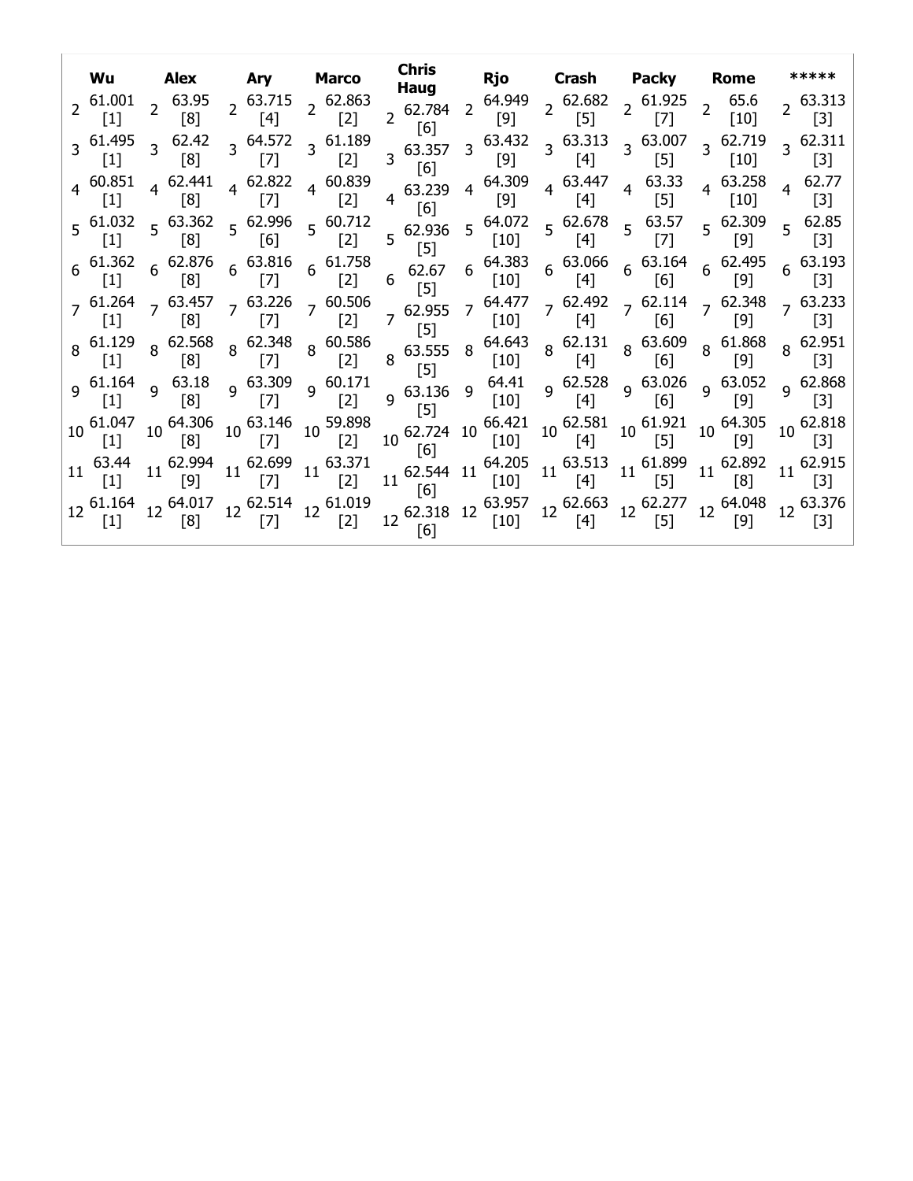| Wu | | Alex | | Ary | | Marco | | Chris Haug | | Rjo | | Crash | | Packy | | Rome | | ***** | |
|---|---|---|---|---|---|---|---|---|---|---|---|---|---|---|---|---|---|---|---|
| 2 | 61.001 [1] | 2 | 63.95 [8] | 2 | 63.715 [4] | 2 | 62.863 [2] | 2 | 62.784 [6] | 2 | 64.949 [9] | 2 | 62.682 [5] | 2 | 61.925 [7] | 2 | 65.6 [10] | 2 | 63.313 [3] |
| 3 | 61.495 [1] | 3 | 62.42 [8] | 3 | 64.572 [7] | 3 | 61.189 [2] | 3 | 63.357 [6] | 3 | 63.432 [9] | 3 | 63.313 [4] | 3 | 63.007 [5] | 3 | 62.719 [10] | 3 | 62.311 [3] |
| 4 | 60.851 [1] | 4 | 62.441 [8] | 4 | 62.822 [7] | 4 | 60.839 [2] | 4 | 63.239 [6] | 4 | 64.309 [9] | 4 | 63.447 [4] | 4 | 63.33 [5] | 4 | 63.258 [10] | 4 | 62.77 [3] |
| 5 | 61.032 [1] | 5 | 63.362 [8] | 5 | 62.996 [6] | 5 | 60.712 [2] | 5 | 62.936 [5] | 5 | 64.072 [10] | 5 | 62.678 [4] | 5 | 63.57 [7] | 5 | 62.309 [9] | 5 | 62.85 [3] |
| 6 | 61.362 [1] | 6 | 62.876 [8] | 6 | 63.816 [7] | 6 | 61.758 [2] | 6 | 62.67 [5] | 6 | 64.383 [10] | 6 | 63.066 [4] | 6 | 63.164 [6] | 6 | 62.495 [9] | 6 | 63.193 [3] |
| 7 | 61.264 [1] | 7 | 63.457 [8] | 7 | 63.226 [7] | 7 | 60.506 [2] | 7 | 62.955 [5] | 7 | 64.477 [10] | 7 | 62.492 [4] | 7 | 62.114 [6] | 7 | 62.348 [9] | 7 | 63.233 [3] |
| 8 | 61.129 [1] | 8 | 62.568 [8] | 8 | 62.348 [7] | 8 | 60.586 [2] | 8 | 63.555 [5] | 8 | 64.643 [10] | 8 | 62.131 [4] | 8 | 63.609 [6] | 8 | 61.868 [9] | 8 | 62.951 [3] |
| 9 | 61.164 [1] | 9 | 63.18 [8] | 9 | 63.309 [7] | 9 | 60.171 [2] | 9 | 63.136 [5] | 9 | 64.41 [10] | 9 | 62.528 [4] | 9 | 63.026 [6] | 9 | 63.052 [9] | 9 | 62.868 [3] |
| 10 | 61.047 [1] | 10 | 64.306 [8] | 10 | 63.146 [7] | 10 | 59.898 [2] | 10 | 62.724 [6] | 10 | 66.421 [10] | 10 | 62.581 [4] | 10 | 61.921 [5] | 10 | 64.305 [9] | 10 | 62.818 [3] |
| 11 | 63.44 [1] | 11 | 62.994 [9] | 11 | 62.699 [7] | 11 | 63.371 [2] | 11 | 62.544 [6] | 11 | 64.205 [10] | 11 | 63.513 [4] | 11 | 61.899 [5] | 11 | 62.892 [8] | 11 | 62.915 [3] |
| 12 | 61.164 [1] | 12 | 64.017 [8] | 12 | 62.514 [7] | 12 | 61.019 [2] | 12 | 62.318 [6] | 12 | 63.957 [10] | 12 | 62.663 [4] | 12 | 62.277 [5] | 12 | 64.048 [9] | 12 | 63.376 [3] |